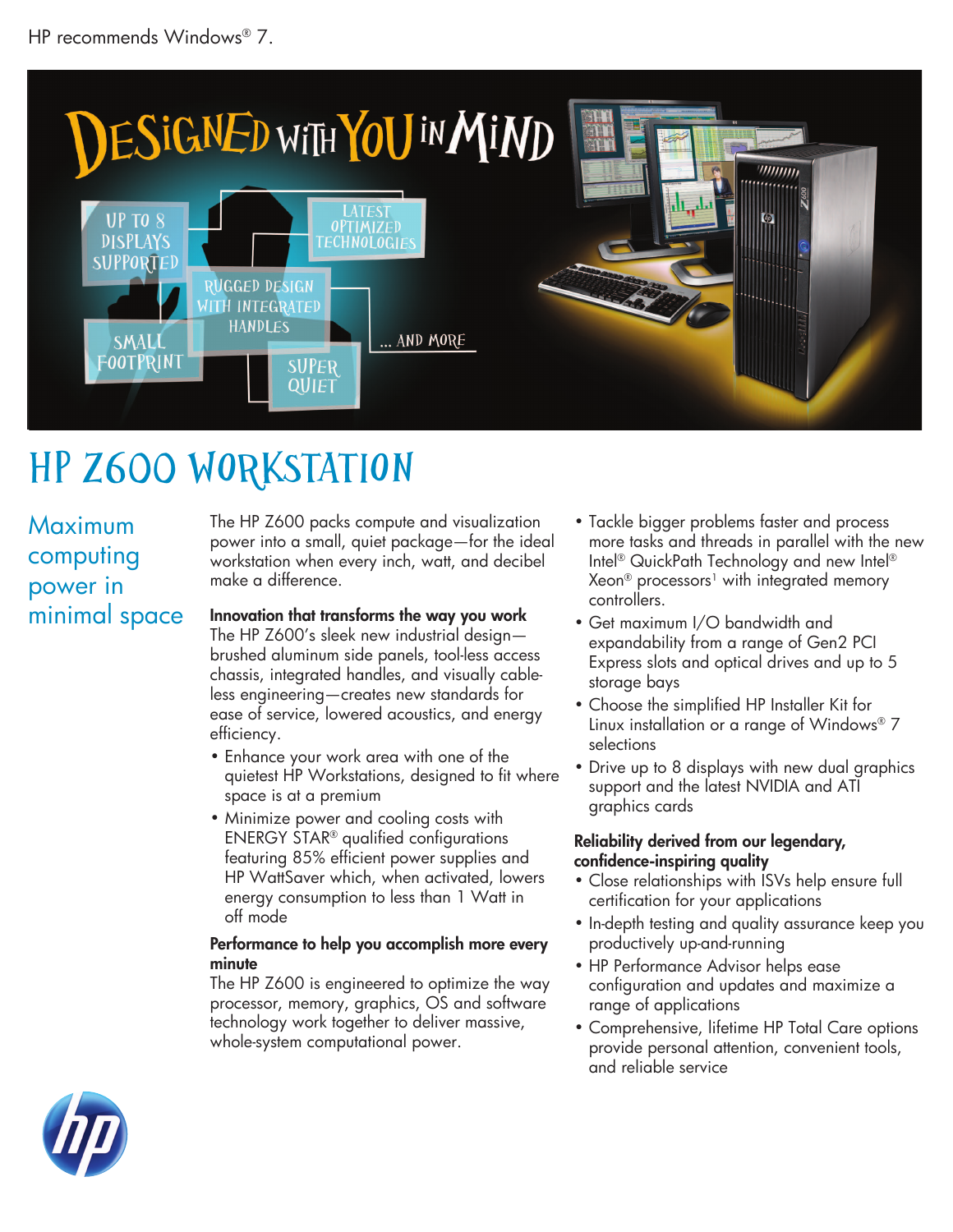HP recommends Windows® 7.

DESIGNED WITH YOU IN MIND

UP TO 8 DISPLAYS SUPPORTED

LATEST OPTIMIZED TECHNOLOGIES

RUGGED DESIGN WITH INTEGRATED HANDLES

SMALL FOOTPRINT

SUPER QUIET

... AND MORE

# HP Z600 Workstation

## Maximum computing power in minimal space

The HP Z600 packs compute and visualization power into a small, quiet package—for the ideal workstation when every inch, watt, and decibel make a difference.

**Innovation that transforms the way you work**

The HP Z600's sleek new industrial design—brushed aluminum side panels, tool-less access chassis, integrated handles, and visually cable-less engineering—creates new standards for ease of service, lowered acoustics, and energy efficiency.

- Enhance your work area with one of the quietest HP Workstations, designed to fit where space is at a premium
- Minimize power and cooling costs with ENERGY STAR® qualified configurations featuring 85% efficient power supplies and HP WattSaver which, when activated, lowers energy consumption to less than 1 Watt in off mode

**Performance to help you accomplish more every minute**

The HP Z600 is engineered to optimize the way processor, memory, graphics, OS and software technology work together to deliver massive, whole-system computational power.

- Tackle bigger problems faster and process more tasks and threads in parallel with the new Intel® QuickPath Technology and new Intel® Xeon® processors[1] with integrated memory controllers.
- Get maximum I/O bandwidth and expandability from a range of Gen2 PCI Express slots and optical drives and up to 5 storage bays
- Choose the simplified HP Installer Kit for Linux installation or a range of Windows® 7 selections
- Drive up to 8 displays with new dual graphics support and the latest NVIDIA and ATI graphics cards

**Reliability derived from our legendary, confidence-inspiring quality**

- Close relationships with ISVs help ensure full certification for your applications
- In-depth testing and quality assurance keep you productively up-and-running
- HP Performance Advisor helps ease configuration and updates and maximize a range of applications
- Comprehensive, lifetime HP Total Care options provide personal attention, convenient tools, and reliable service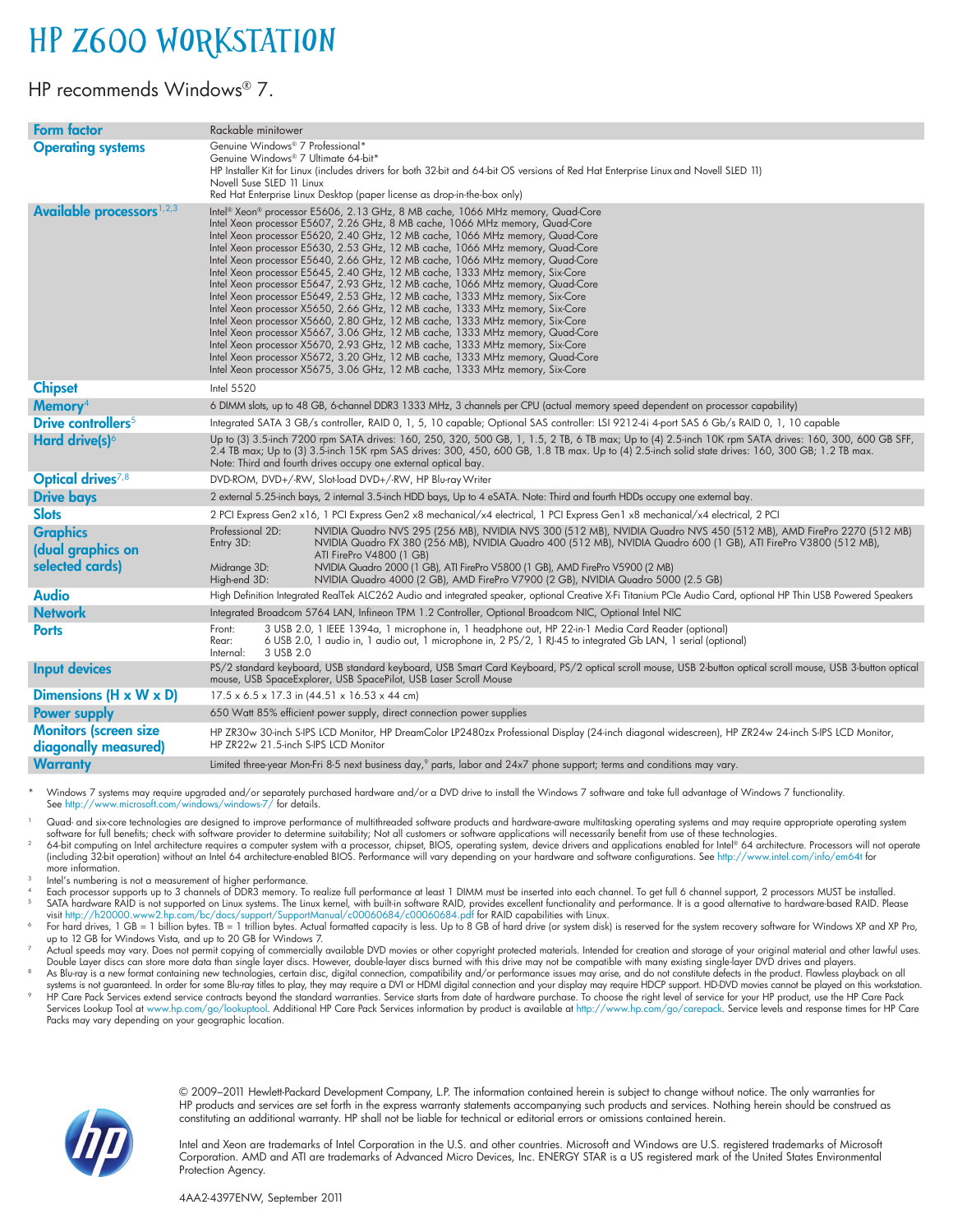# HP Z600 Workstation

HP recommends Windows® 7.

| | |
|---|---|
| **Form factor** | Rackable minitower |
| **Operating systems** | Genuine Windows® 7 Professional*<br>Genuine Windows® 7 Ultimate 64-bit*<br>HP Installer Kit for Linux (includes drivers for both 32-bit and 64-bit OS versions of Red Hat Enterprise Linux and Novell SLED 11)<br>Novell Suse SLED 11 Linux<br>Red Hat Enterprise Linux Desktop (paper license as drop-in-the-box only) |
| **Available processors**[1,2,3] | Intel® Xeon® processor E5606, 2.13 GHz, 8 MB cache, 1066 MHz memory, Quad-Core<br>Intel Xeon processor E5607, 2.26 GHz, 8 MB cache, 1066 MHz memory, Quad-Core<br>Intel Xeon processor E5620, 2.40 GHz, 12 MB cache, 1066 MHz memory, Quad-Core<br>Intel Xeon processor E5630, 2.53 GHz, 12 MB cache, 1066 MHz memory, Quad-Core<br>Intel Xeon processor E5640, 2.66 GHz, 12 MB cache, 1066 MHz memory, Quad-Core<br>Intel Xeon processor E5645, 2.40 GHz, 12 MB cache, 1333 MHz memory, Six-Core<br>Intel Xeon processor E5647, 2.93 GHz, 12 MB cache, 1066 MHz memory, Quad-Core<br>Intel Xeon processor E5649, 2.53 GHz, 12 MB cache, 1333 MHz memory, Six-Core<br>Intel Xeon processor X5650, 2.66 GHz, 12 MB cache, 1333 MHz memory, Six-Core<br>Intel Xeon processor X5660, 2.80 GHz, 12 MB cache, 1333 MHz memory, Six-Core<br>Intel Xeon processor X5667, 3.06 GHz, 12 MB cache, 1333 MHz memory, Quad-Core<br>Intel Xeon processor X5670, 2.93 GHz, 12 MB cache, 1333 MHz memory, Six-Core<br>Intel Xeon processor X5672, 3.20 GHz, 12 MB cache, 1333 MHz memory, Quad-Core<br>Intel Xeon processor X5675, 3.06 GHz, 12 MB cache, 1333 MHz memory, Six-Core |
| **Chipset** | Intel 5520 |
| **Memory**[4] | 6 DIMM slots, up to 48 GB, 6-channel DDR3 1333 MHz, 3 channels per CPU (actual memory speed dependent on processor capability) |
| **Drive controllers**[5] | Integrated SATA 3 GB/s controller, RAID 0, 1, 5, 10 capable; Optional SAS controller: LSI 9212-4i 4-port SAS 6 Gb/s RAID 0, 1, 10 capable |
| **Hard drive(s)**[6] | Up to (3) 3.5-inch 7200 rpm SATA drives: 160, 250, 320, 500 GB, 1, 1.5, 2 TB, 6 TB max; Up to (4) 2.5-inch 10K rpm SATA drives: 160, 300, 600 GB SFF, 2.4 TB max; Up to (3) 3.5-inch 15K rpm SAS drives: 300, 450, 600 GB, 1.8 TB max. Up to (4) 2.5-inch solid state drives: 160, 300 GB; 1.2 TB max.<br>Note: Third and fourth drives occupy one external optical bay. |
| **Optical drives**[7,8] | DVD-ROM, DVD+/-RW, Slot-load DVD+/-RW, HP Blu-ray Writer |
| **Drive bays** | 2 external 5.25-inch bays, 2 internal 3.5-inch HDD bays, Up to 4 eSATA. Note: Third and fourth HDDs occupy one external bay. |
| **Slots** | 2 PCI Express Gen2 x16, 1 PCI Express Gen2 x8 mechanical/x4 electrical, 1 PCI Express Gen1 x8 mechanical/x4 electrical, 2 PCI |
| **Graphics (dual graphics on selected cards)** | Professional 2D: NVIDIA Quadro NVS 295 (256 MB), NVIDIA NVS 300 (512 MB), NVIDIA Quadro NVS 450 (512 MB), AMD FirePro 2270 (512 MB)<br>Entry 3D: NVIDIA Quadro FX 380 (256 MB), NVIDIA Quadro 400 (512 MB), NVIDIA Quadro 600 (1 GB), ATI FirePro V3800 (512 MB), ATI FirePro V4800 (1 GB)<br>Midrange 3D: NVIDIA Quadro 2000 (1 GB), ATI FirePro V5800 (1 GB), AMD FirePro V5900 (2 MB)<br>High-end 3D: NVIDIA Quadro 4000 (2 GB), AMD FirePro V7900 (2 GB), NVIDIA Quadro 5000 (2.5 GB) |
| **Audio** | High Definition Integrated RealTek ALC262 Audio and integrated speaker, optional Creative X-Fi Titanium PCIe Audio Card, optional HP Thin USB Powered Speakers |
| **Network** | Integrated Broadcom 5764 LAN, Infineon TPM 1.2 Controller, Optional Broadcom NIC, Optional Intel NIC |
| **Ports** | Front: 3 USB 2.0, 1 IEEE 1394a, 1 microphone in, 1 headphone out, HP 22-in-1 Media Card Reader (optional)<br>Rear: 6 USB 2.0, 1 audio in, 1 audio out, 1 microphone in, 2 PS/2, 1 RJ-45 to integrated Gb LAN, 1 serial (optional)<br>Internal: 3 USB 2.0 |
| **Input devices** | PS/2 standard keyboard, USB standard keyboard, USB Smart Card Keyboard, PS/2 optical scroll mouse, USB 2-button optical scroll mouse, USB 3-button optical mouse, USB SpaceExplorer, USB SpacePilot, USB Laser Scroll Mouse |
| **Dimensions (H x W x D)** | 17.5 x 6.5 x 17.3 in (44.51 x 16.53 x 44 cm) |
| **Power supply** | 650 Watt 85% efficient power supply, direct connection power supplies |
| **Monitors (screen size diagonally measured)** | HP ZR30w 30-inch S-IPS LCD Monitor, HP DreamColor LP2480zx Professional Display (24-inch diagonal widescreen), HP ZR24w 24-inch S-IPS LCD Monitor, HP ZR22w 21.5-inch S-IPS LCD Monitor |
| **Warranty** | Limited three-year Mon-Fri 8-5 next business day,[9] parts, labor and 24x7 phone support; terms and conditions may vary. |

\* Windows 7 systems may require upgraded and/or separately purchased hardware and/or a DVD drive to install the Windows 7 software and take full advantage of Windows 7 functionality. See http://www.microsoft.com/windows/windows-7/ for details.

[1] Quad- and six-core technologies are designed to improve performance of multithreaded software products and hardware-aware multitasking operating systems and may require appropriate operating system software for full benefits; check with software provider to determine suitability; Not all customers or software applications will necessarily benefit from use of these technologies.

[2] 64-bit computing on Intel architecture requires a computer system with a processor, chipset, BIOS, operating system, device drivers and applications enabled for Intel® 64 architecture. Processors will not operate (including 32-bit operation) without an Intel 64 architecture-enabled BIOS. Performance will vary depending on your hardware and software configurations. See http://www.intel.com/info/em64t for more information.

[3] Intel's numbering is not a measurement of higher performance.

[4] Each processor supports up to 3 channels of DDR3 memory. To realize full performance at least 1 DIMM must be inserted into each channel. To get full 6 channel support, 2 processors MUST be installed.

[5] SATA hardware RAID is not supported on Linux systems. The Linux kernel, with built-in software RAID, provides excellent functionality and performance. It is a good alternative to hardware-based RAID. Please visit http://h20000.www2.hp.com/bc/docs/support/SupportManual/c00060684/c00060684.pdf for RAID capabilities with Linux.

[6] For hard drives, 1 GB = 1 billion bytes. TB = 1 trillion bytes. Actual formatted capacity is less. Up to 8 GB of hard drive (or system disk) is reserved for the system recovery software for Windows XP and XP Pro, up to 12 GB for Windows Vista, and up to 20 GB for Windows 7.

[7] Actual speeds may vary. Does not permit copying of commercially available DVD movies or other copyright protected materials. Intended for creation and storage of your original material and other lawful uses. Double Layer discs can store more data than single layer discs. However, double-layer discs burned with this drive may not be compatible with many existing single-layer DVD drives and players.

[8] As Blu-ray is a new format containing new technologies, certain disc, digital connection, compatibility and/or performance issues may arise, and do not constitute defects in the product. Flawless playback on all systems is not guaranteed. In order for some Blu-ray titles to play, they may require a DVI or HDMI digital connection and your display may require HDCP support. HD-DVD movies cannot be played on this workstation.

[9] HP Care Pack Services extend service contracts beyond the standard warranties. Service starts from date of hardware purchase. To choose the right level of service for your HP product, use the HP Care Pack Services Lookup Tool at www.hp.com/go/lookuptool. Additional HP Care Pack Services information by product is available at http://www.hp.com/go/carepack. Service levels and response times for HP Care Packs may vary depending on your geographic location.

© 2009–2011 Hewlett-Packard Development Company, L.P. The information contained herein is subject to change without notice. The only warranties for HP products and services are set forth in the express warranty statements accompanying such products and services. Nothing herein should be construed as constituting an additional warranty. HP shall not be liable for technical or editorial errors or omissions contained herein.

Intel and Xeon are trademarks of Intel Corporation in the U.S. and other countries. Microsoft and Windows are U.S. registered trademarks of Microsoft Corporation. AMD and ATI are trademarks of Advanced Micro Devices, Inc. ENERGY STAR is a US registered mark of the United States Environmental Protection Agency.

4AA2-4397ENW, September 2011